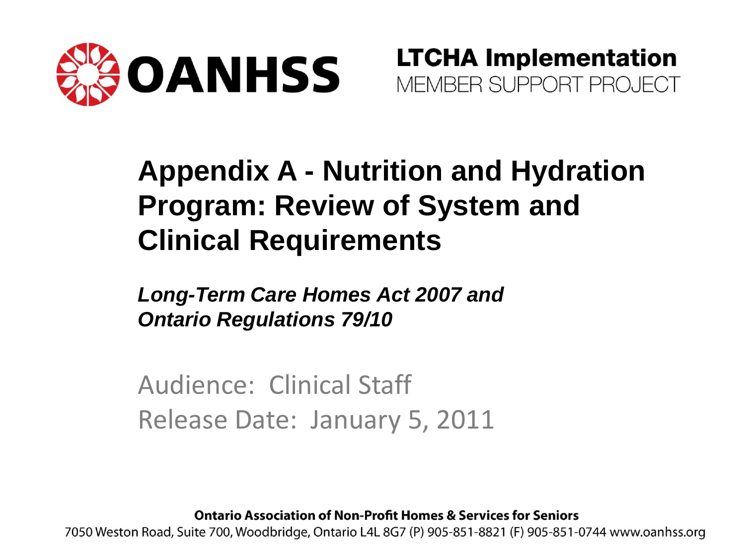OANHSS

**LTCHA Implementation**
MEMBER SUPPORT PROJECT

# Appendix A - Nutrition and Hydration Program: Review of System and Clinical Requirements

***Long-Term Care Homes Act 2007 and Ontario Regulations 79/10***

Audience: Clinical Staff
Release Date: January 5, 2011

**Ontario Association of Non-Profit Homes & Services for Seniors**
7050 Weston Road, Suite 700, Woodbridge, Ontario L4L 8G7 (P) 905-851-8821 (F) 905-851-0744 www.oanhss.org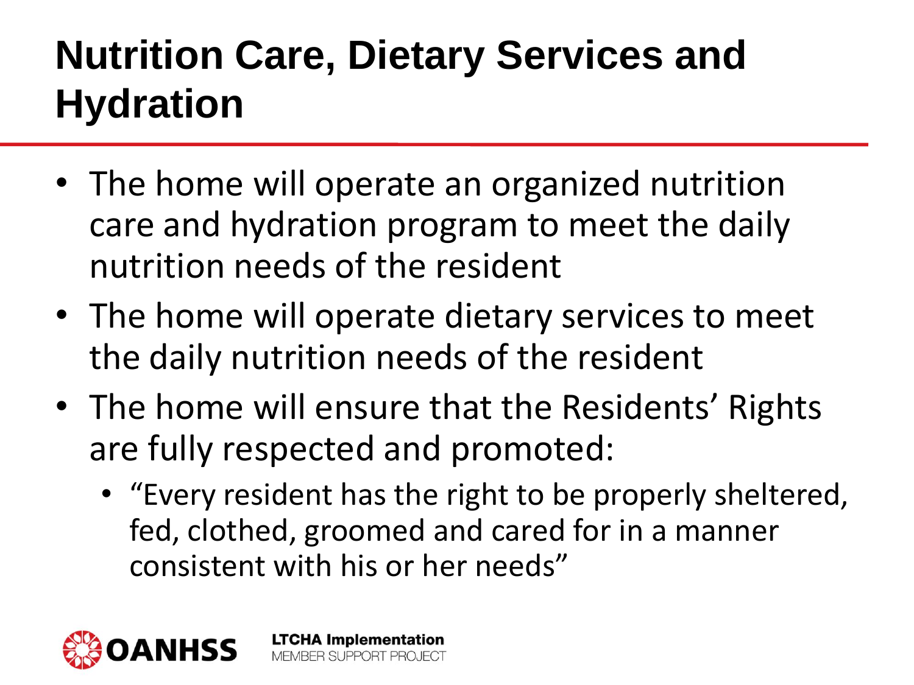# Nutrition Care, Dietary Services and Hydration

- The home will operate an organized nutrition care and hydration program to meet the daily nutrition needs of the resident
- The home will operate dietary services to meet the daily nutrition needs of the resident
- The home will ensure that the Residents' Rights are fully respected and promoted:
  - "Every resident has the right to be properly sheltered, fed, clothed, groomed and cared for in a manner consistent with his or her needs"

OANHSS

**LTCHA Implementation**
MEMBER SUPPORT PROJECT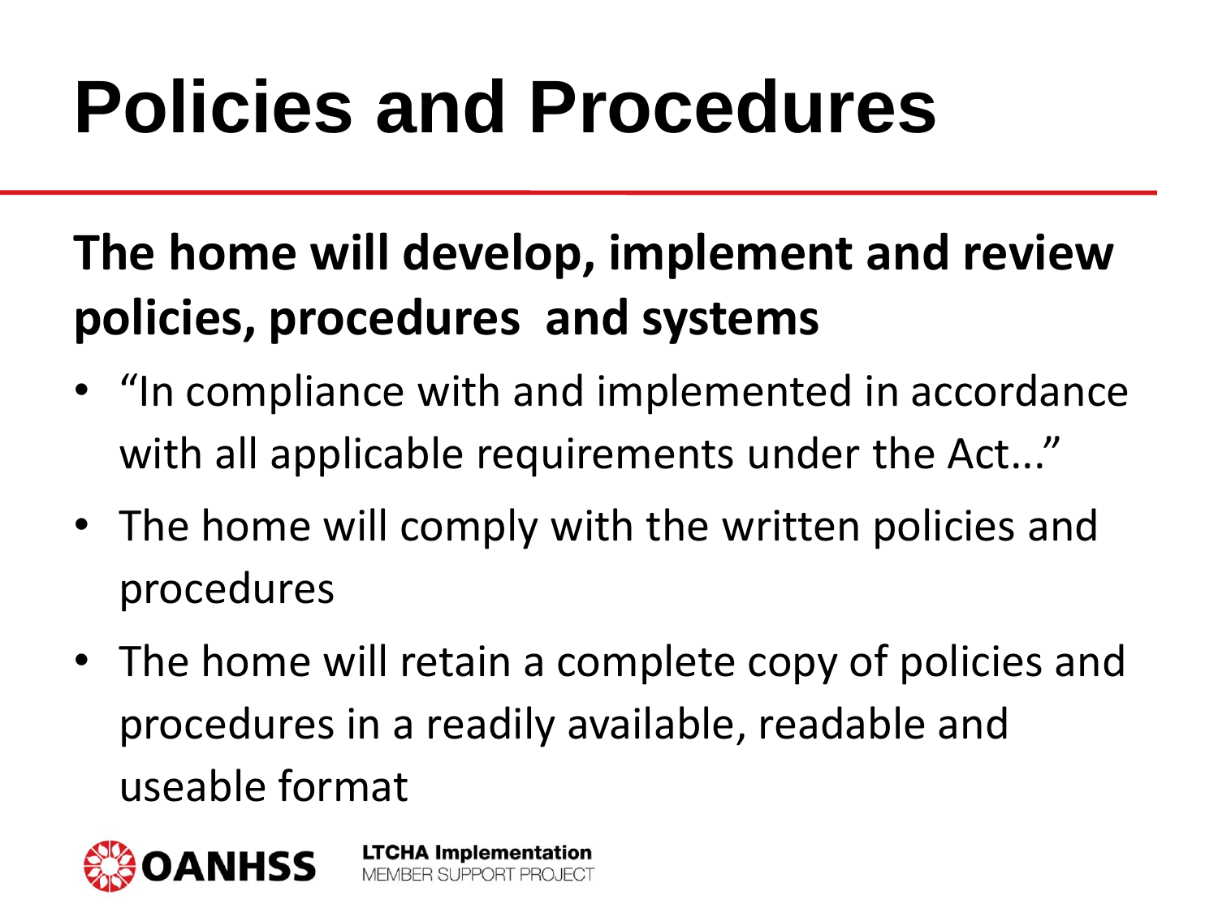# Policies and Procedures

**The home will develop, implement and review policies, procedures and systems**

- "In compliance with and implemented in accordance with all applicable requirements under the Act..."
- The home will comply with the written policies and procedures
- The home will retain a complete copy of policies and procedures in a readily available, readable and useable format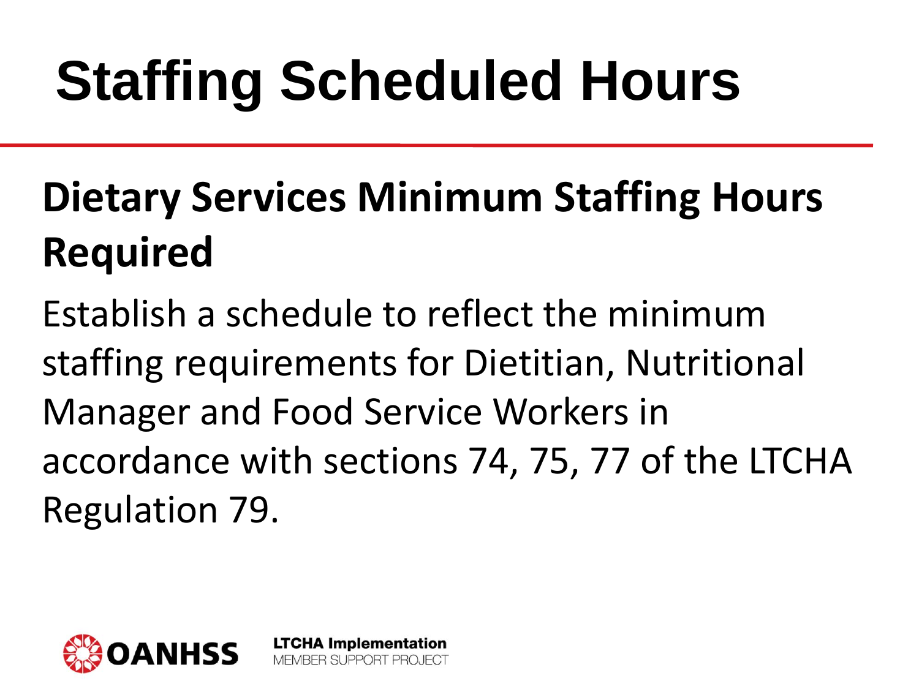# Staffing Scheduled Hours

## Dietary Services Minimum Staffing Hours Required

Establish a schedule to reflect the minimum staffing requirements for Dietitian, Nutritional Manager and Food Service Workers in accordance with sections 74, 75, 77 of the LTCHA Regulation 79.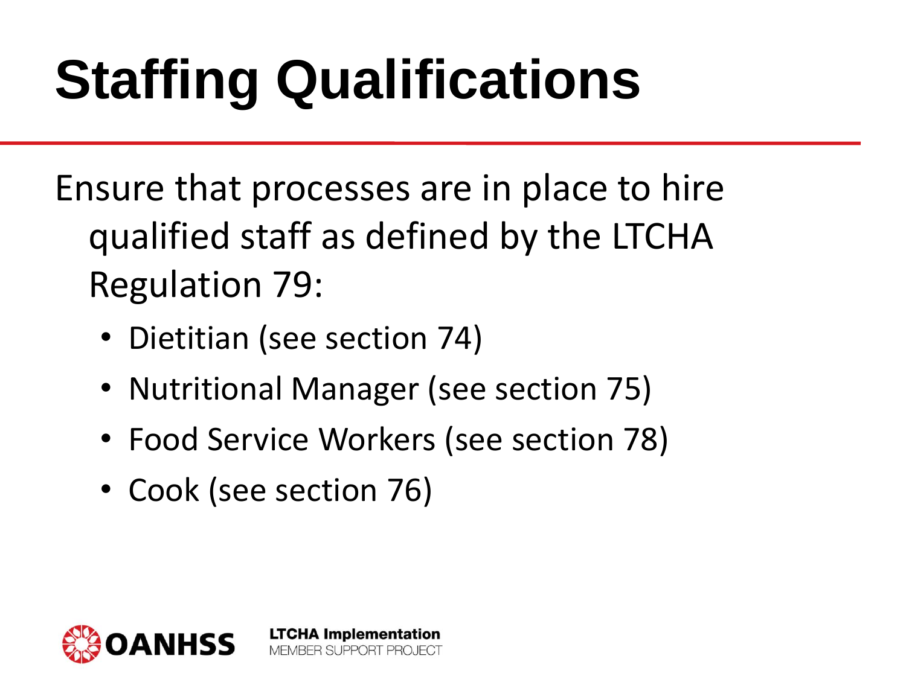# Staffing Qualifications

Ensure that processes are in place to hire qualified staff as defined by the LTCHA Regulation 79:

- Dietitian (see section 74)
- Nutritional Manager (see section 75)
- Food Service Workers (see section 78)
- Cook (see section 76)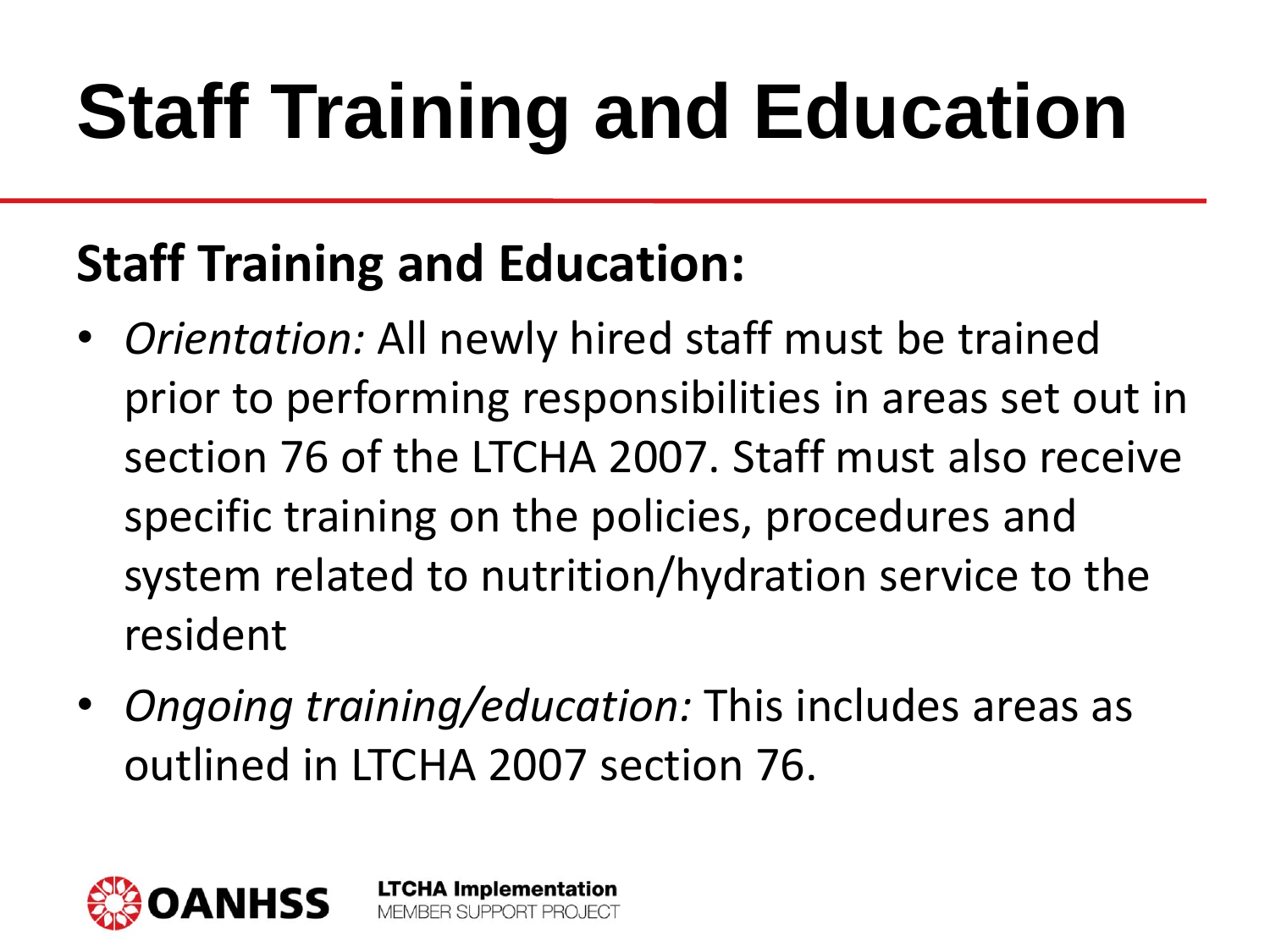# Staff Training and Education

**Staff Training and Education:**

- *Orientation:* All newly hired staff must be trained prior to performing responsibilities in areas set out in section 76 of the LTCHA 2007. Staff must also receive specific training on the policies, procedures and system related to nutrition/hydration service to the resident
- *Ongoing training/education:* This includes areas as outlined in LTCHA 2007 section 76.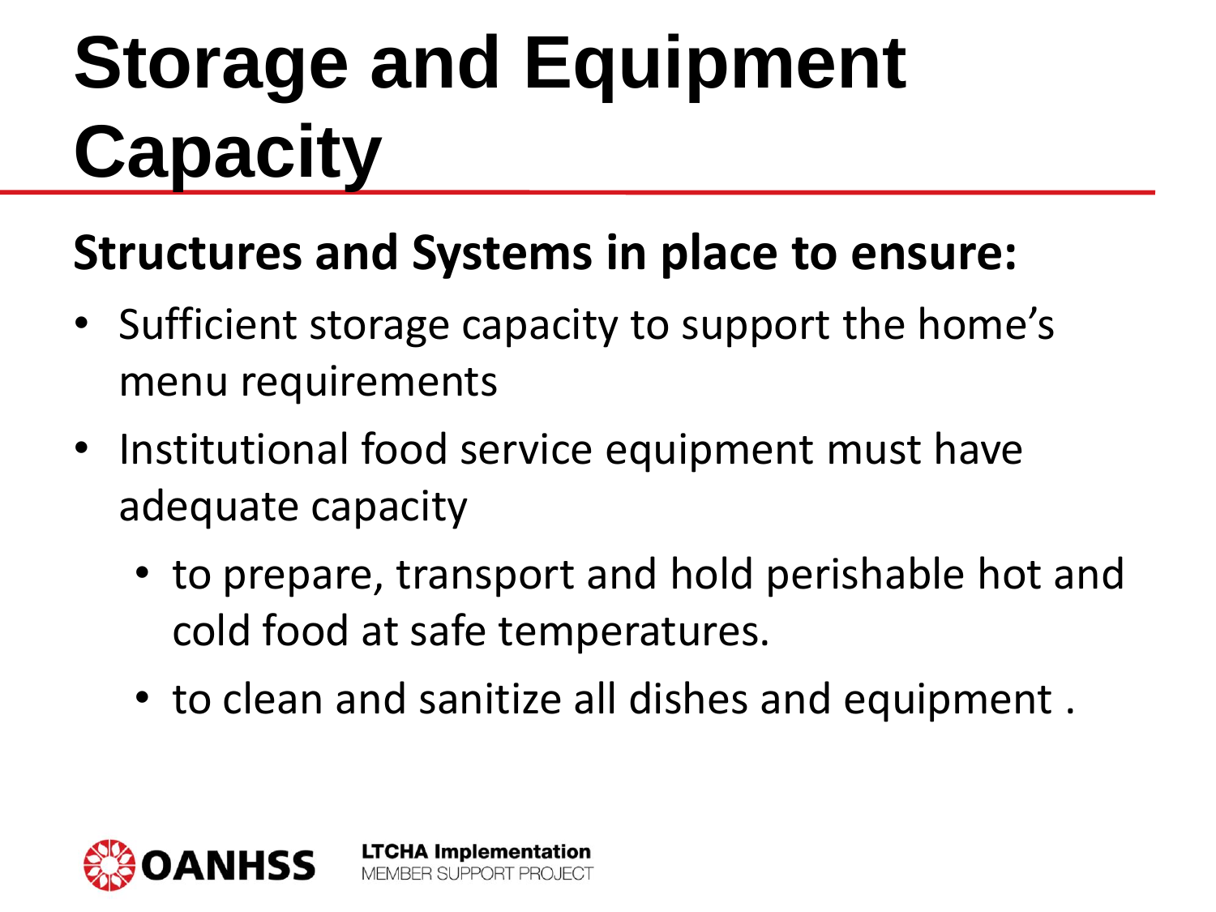# Storage and Equipment Capacity

**Structures and Systems in place to ensure:**

- Sufficient storage capacity to support the home's menu requirements
- Institutional food service equipment must have adequate capacity
  - to prepare, transport and hold perishable hot and cold food at safe temperatures.
  - to clean and sanitize all dishes and equipment .

OANHSS

**LTCHA Implementation**
MEMBER SUPPORT PROJECT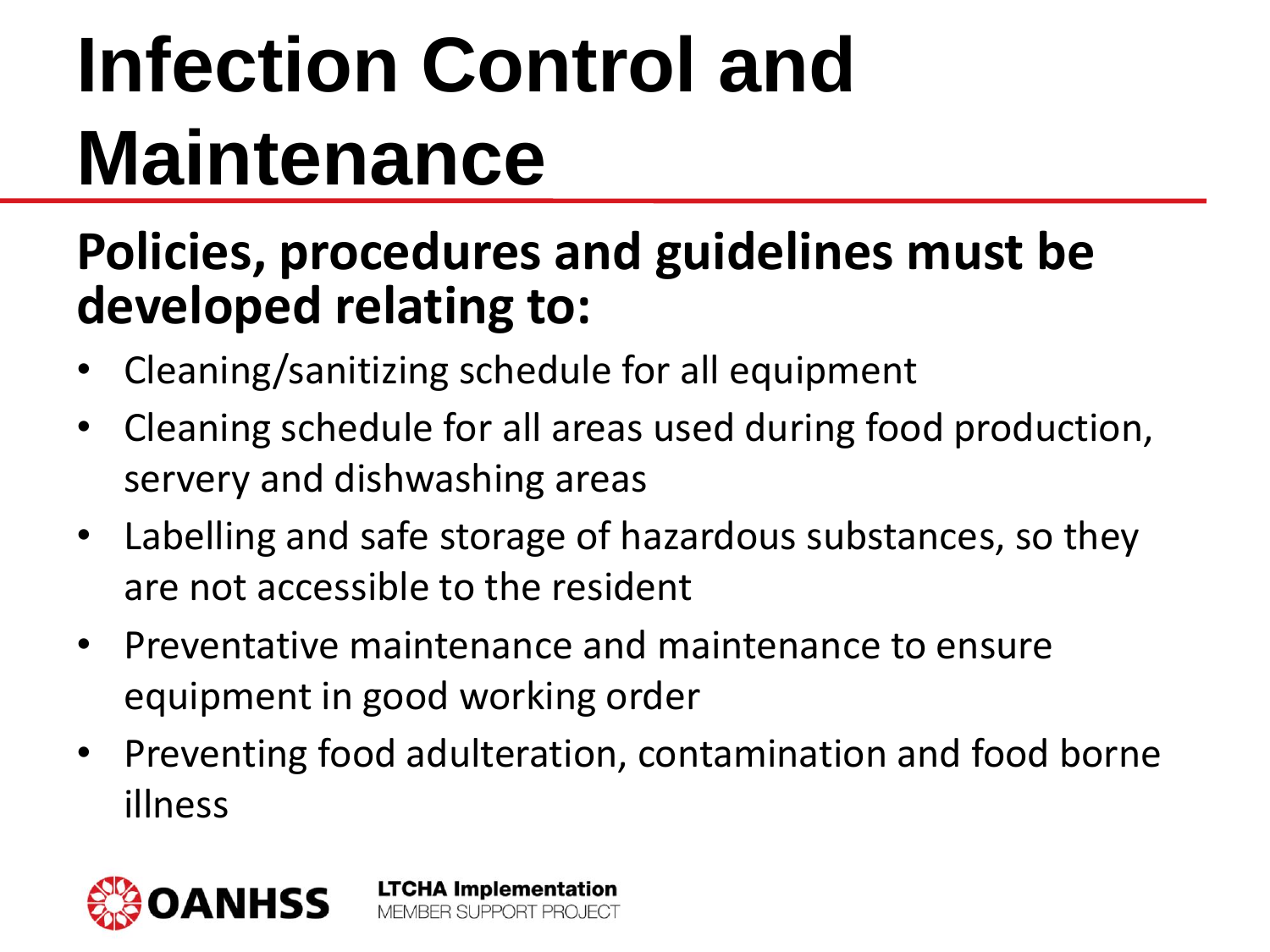# Infection Control and Maintenance

## Policies, procedures and guidelines must be developed relating to:

- Cleaning/sanitizing schedule for all equipment
- Cleaning schedule for all areas used during food production, servery and dishwashing areas
- Labelling and safe storage of hazardous substances, so they are not accessible to the resident
- Preventative maintenance and maintenance to ensure equipment in good working order
- Preventing food adulteration, contamination and food borne illness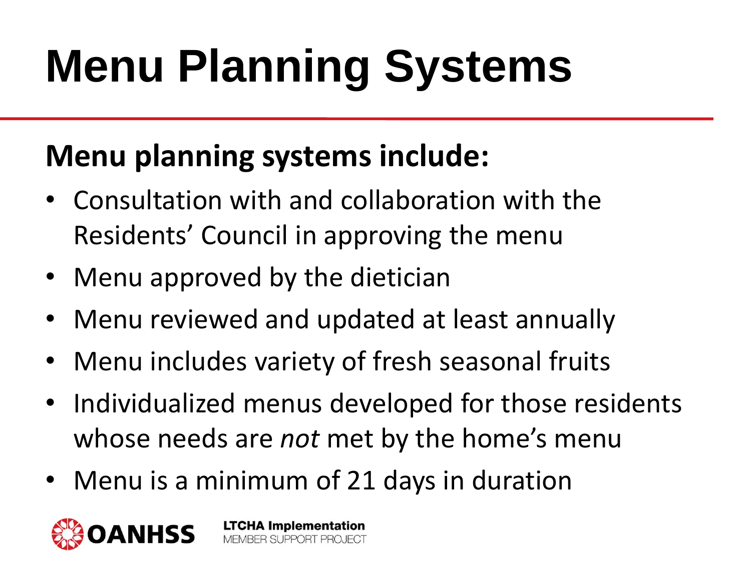# Menu Planning Systems

**Menu planning systems include:**

- Consultation with and collaboration with the Residents' Council in approving the menu
- Menu approved by the dietician
- Menu reviewed and updated at least annually
- Menu includes variety of fresh seasonal fruits
- Individualized menus developed for those residents whose needs are *not* met by the home's menu
- Menu is a minimum of 21 days in duration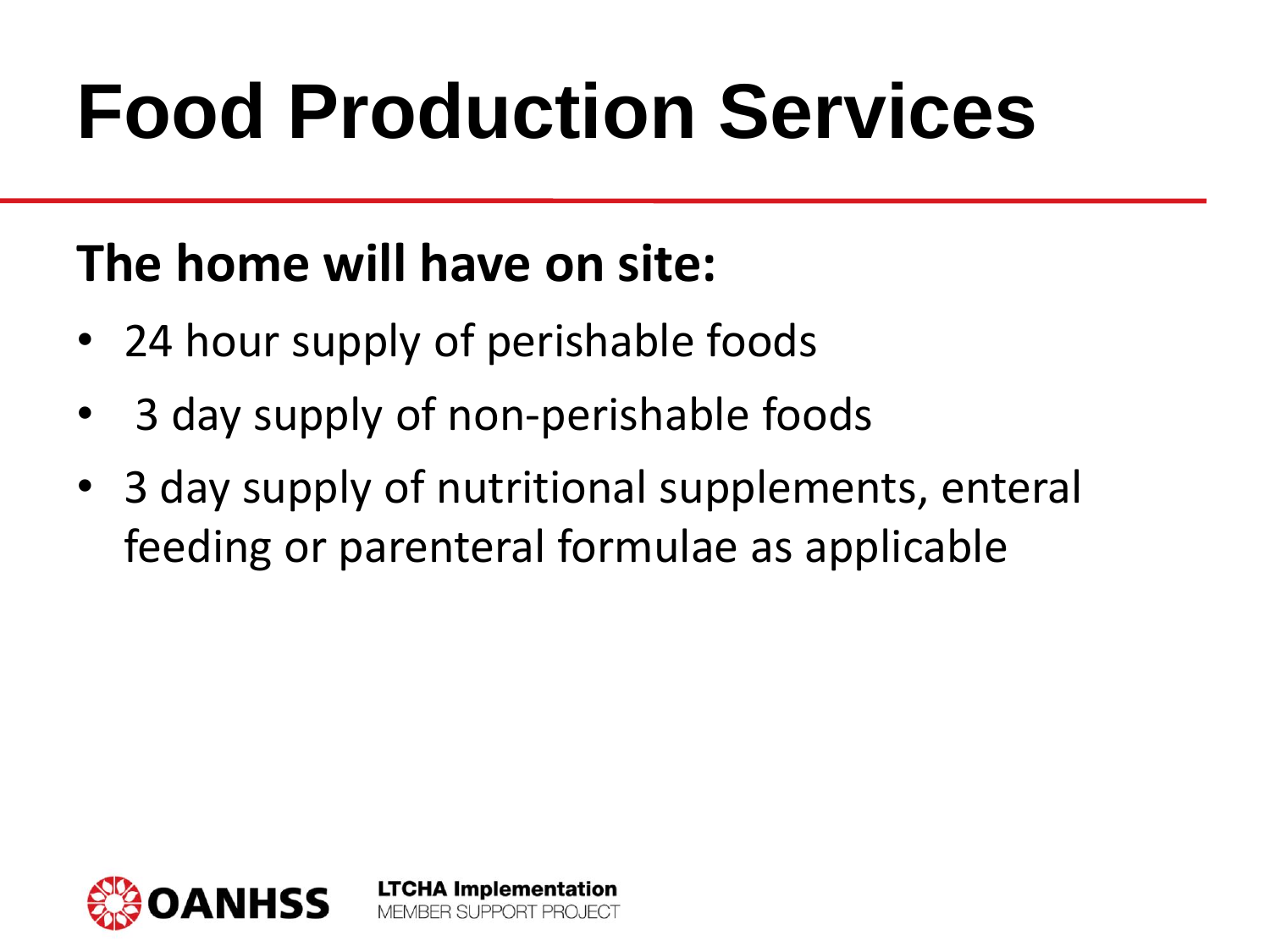# Food Production Services

**The home will have on site:**

- 24 hour supply of perishable foods
- 3 day supply of non-perishable foods
- 3 day supply of nutritional supplements, enteral feeding or parenteral formulae as applicable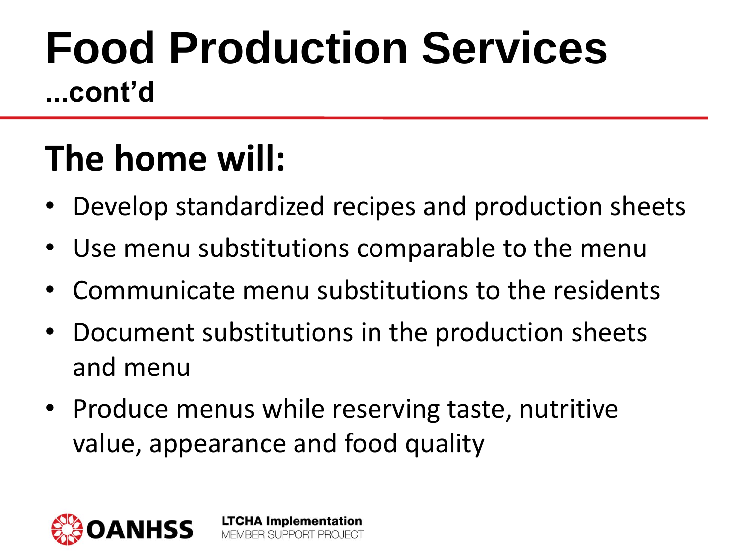# Food Production Services
## ...cont'd

## The home will:

- Develop standardized recipes and production sheets
- Use menu substitutions comparable to the menu
- Communicate menu substitutions to the residents
- Document substitutions in the production sheets and menu
- Produce menus while reserving taste, nutritive value, appearance and food quality

OANHSS LTCHA Implementation MEMBER SUPPORT PROJECT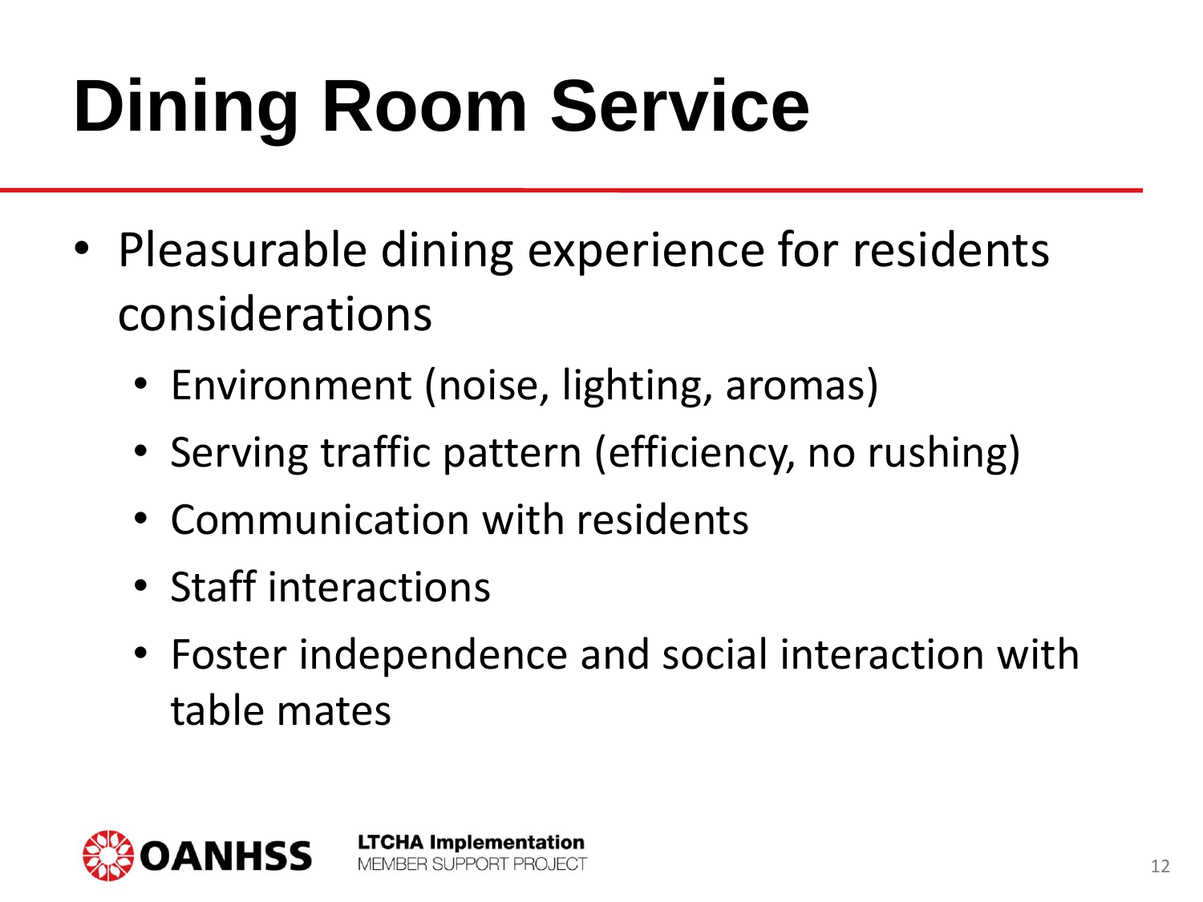# Dining Room Service

- Pleasurable dining experience for residents considerations
  - Environment (noise, lighting, aromas)
  - Serving traffic pattern (efficiency, no rushing)
  - Communication with residents
  - Staff interactions
  - Foster independence and social interaction with table mates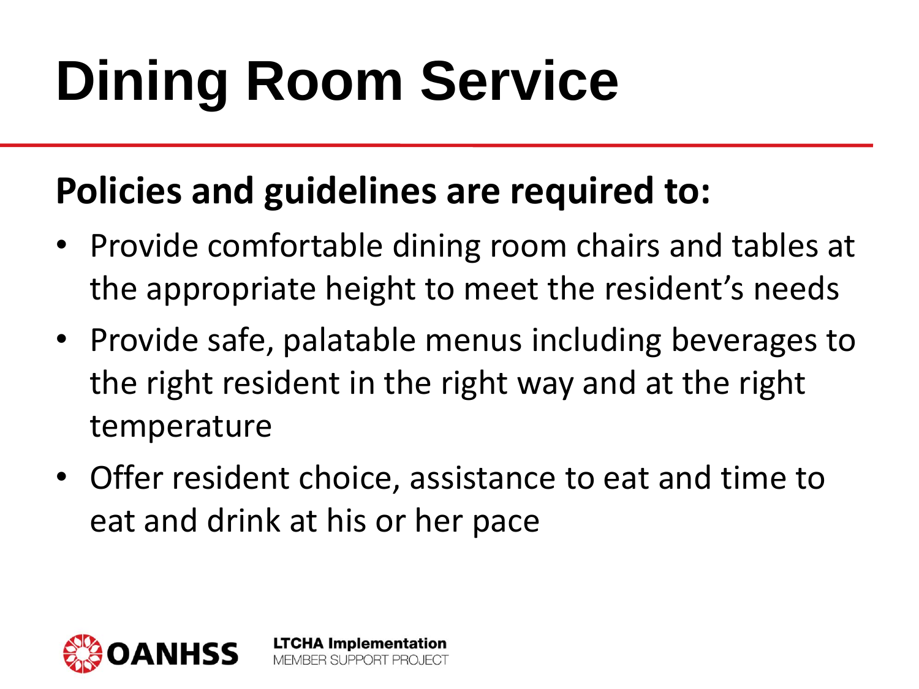# Dining Room Service

**Policies and guidelines are required to:**

- Provide comfortable dining room chairs and tables at the appropriate height to meet the resident's needs
- Provide safe, palatable menus including beverages to the right resident in the right way and at the right temperature
- Offer resident choice, assistance to eat and time to eat and drink at his or her pace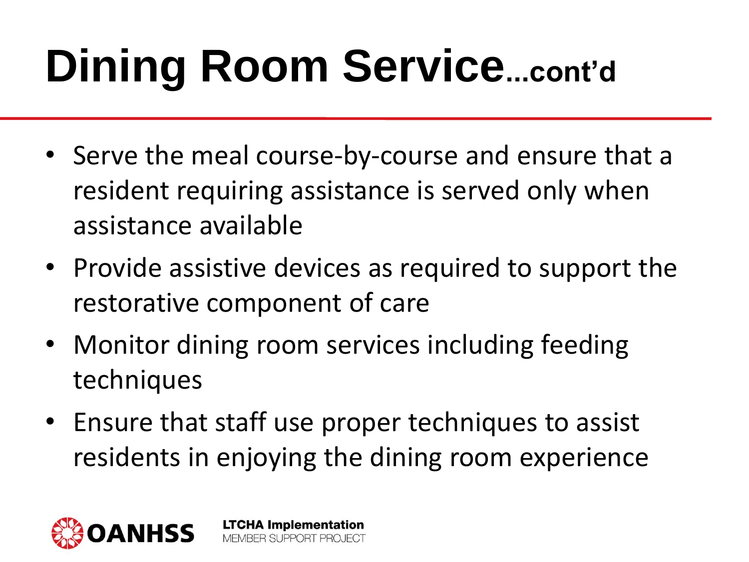# Dining Room Service...cont'd

- Serve the meal course-by-course and ensure that a resident requiring assistance is served only when assistance available
- Provide assistive devices as required to support the restorative component of care
- Monitor dining room services including feeding techniques
- Ensure that staff use proper techniques to assist residents in enjoying the dining room experience

OANHSS

**LTCHA Implementation**
MEMBER SUPPORT PROJECT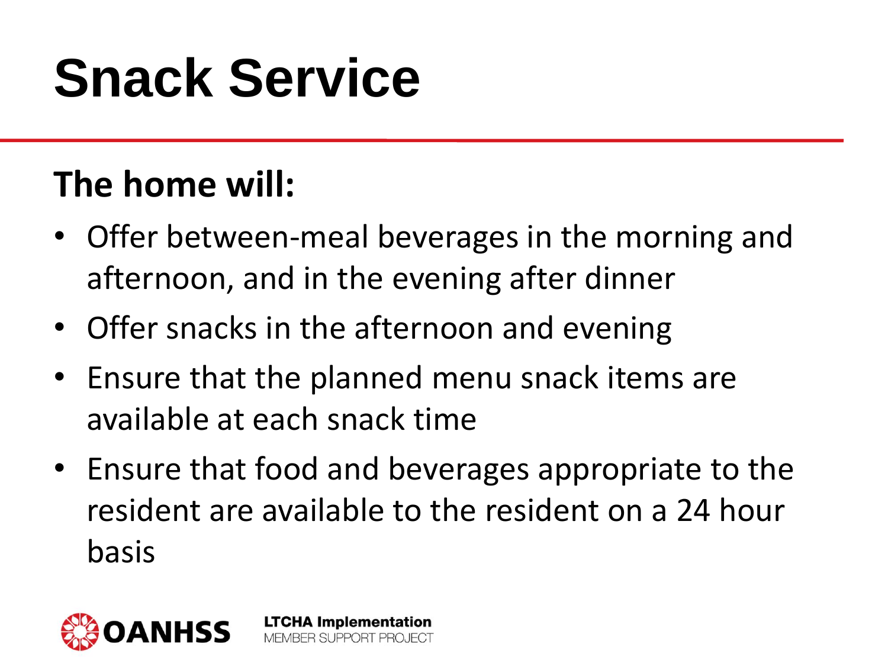# Snack Service

**The home will:**

- Offer between-meal beverages in the morning and afternoon, and in the evening after dinner
- Offer snacks in the afternoon and evening
- Ensure that the planned menu snack items are available at each snack time
- Ensure that food and beverages appropriate to the resident are available to the resident on a 24 hour basis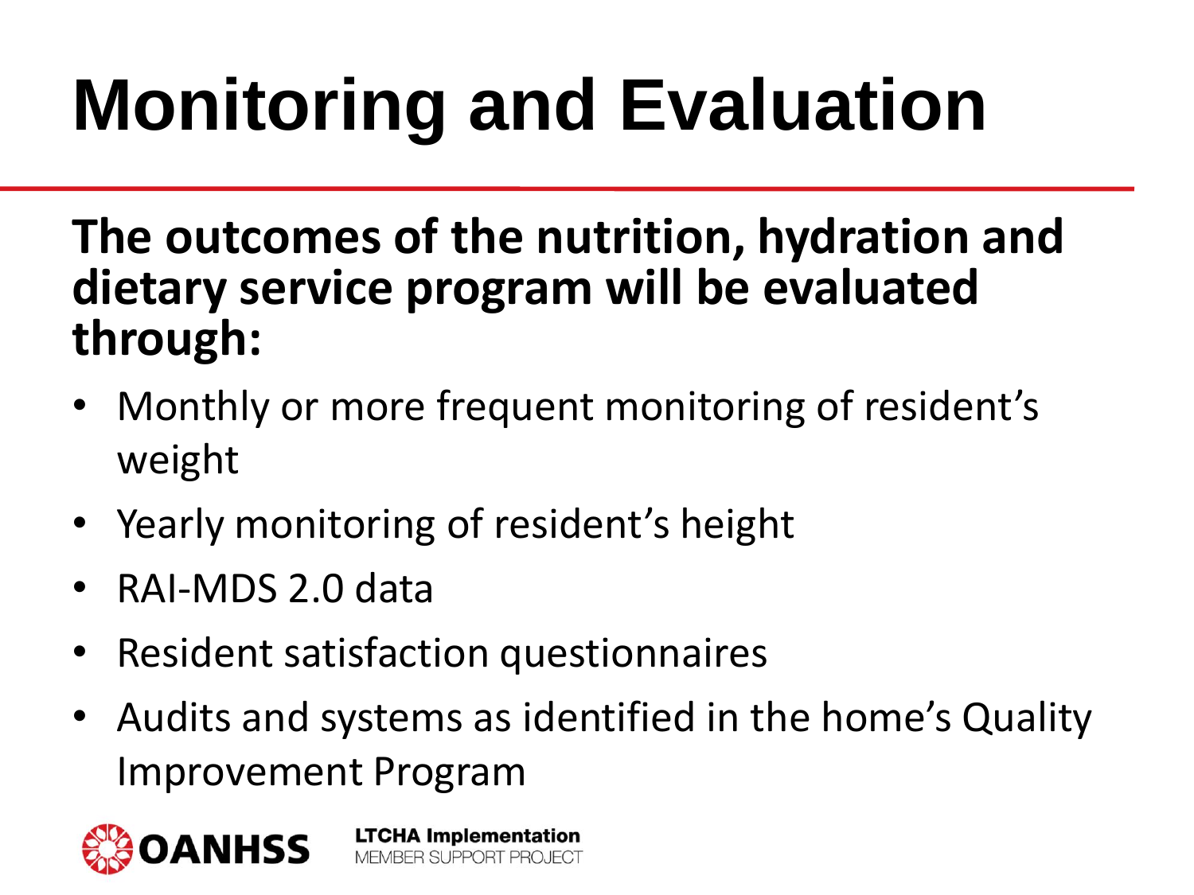# Monitoring and Evaluation

**The outcomes of the nutrition, hydration and dietary service program will be evaluated through:**

- Monthly or more frequent monitoring of resident's weight
- Yearly monitoring of resident's height
- RAI-MDS 2.0 data
- Resident satisfaction questionnaires
- Audits and systems as identified in the home's Quality Improvement Program

OANHSS

**LTCHA Implementation**
MEMBER SUPPORT PROJECT